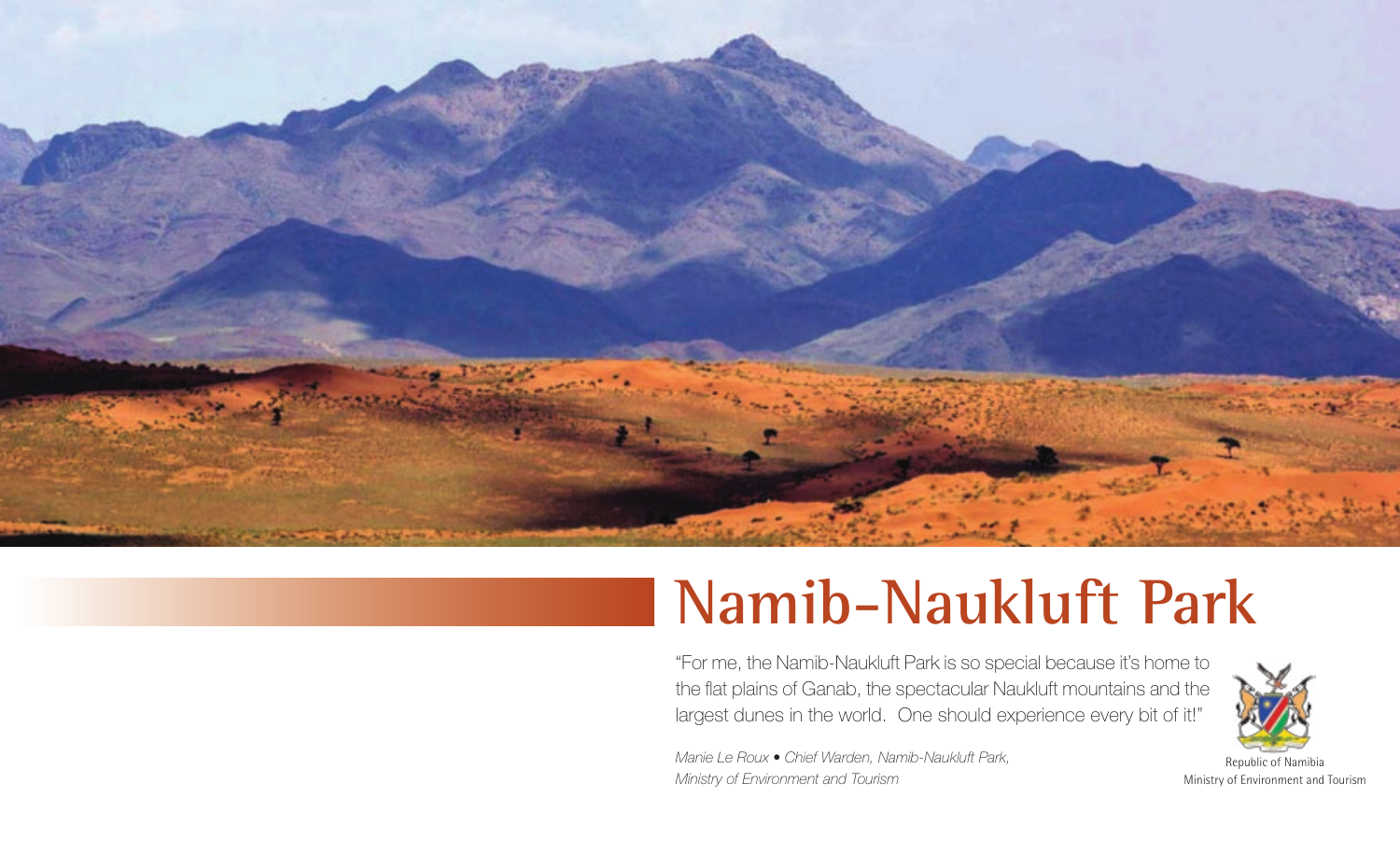# Namib-Naukluft Park

"For me, the Namib-Naukluft Park is so special because it's home to the flat plains of Ganab, the spectacular Naukluft mountains and the largest dunes in the world. One should experience every bit of it!"

*Manie Le Roux • Chief Warden, Namib-Naukluft Park, Ministry of Environment and Tourism*

Republic of Namibia
Ministry of Environment and Tourism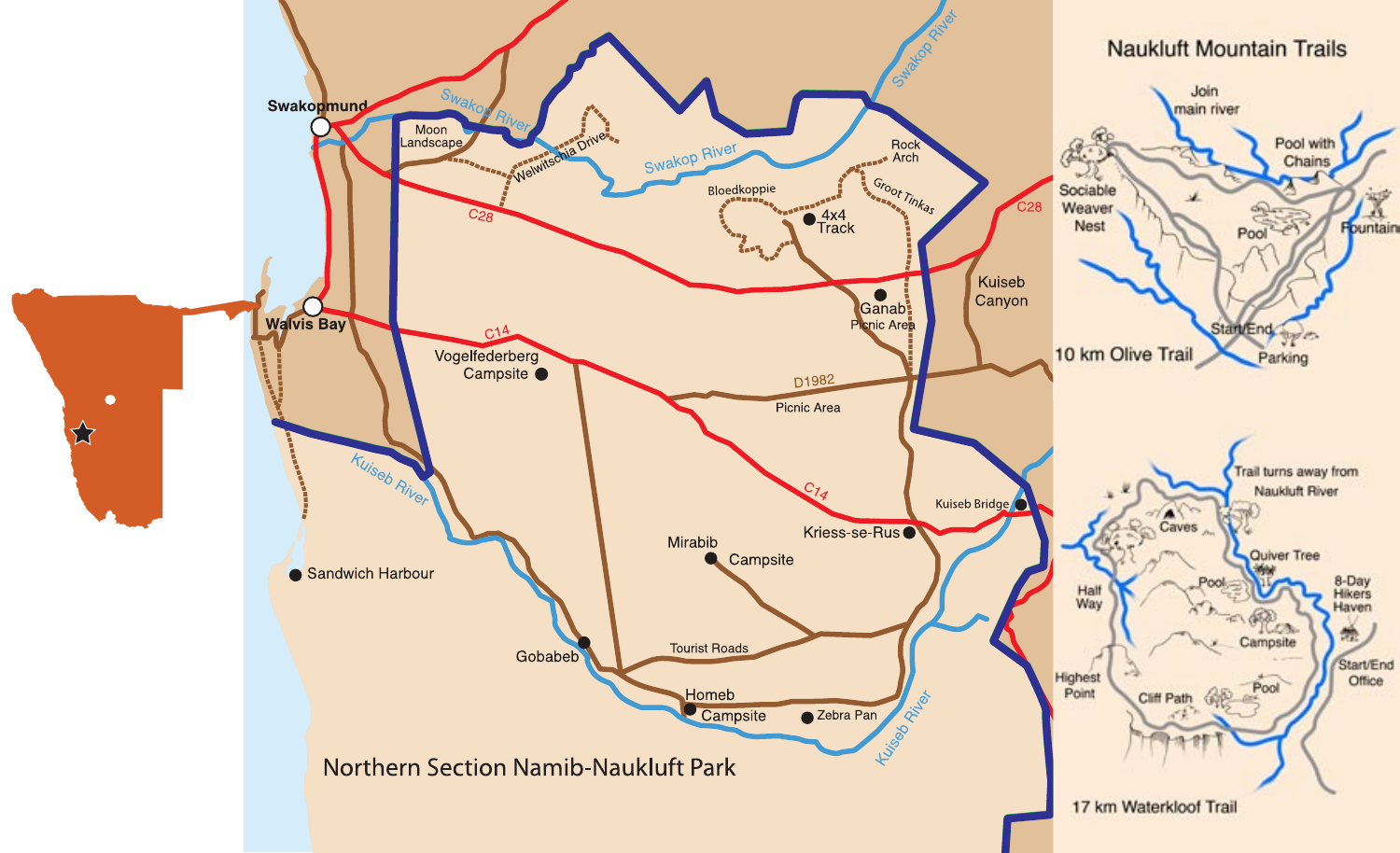# Northern Section Namib-Naukluft Park

Swakopmund

Walvis Bay

Moon Landscape

Welwitschia Drive

Swakop River

Bloedkoppie

4x4 Track

Groot Tinkas

Rock Arch

C28

Kuiseb Canyon

Ganab Picnic Area

C14

Vogelfederberg Campsite

D1982

Picnic Area

Kuiseb River

Kuiseb Bridge

Kriess-se-Rus

Sandwich Harbour

Mirabib Campsite

Tourist Roads

Gobabeb

Homeb Campsite

Zebra Pan

# Naukluft Mountain Trails

## 10 km Olive Trail

Join main river

Pool with Chains

Sociable Weaver Nest

Pool

Fountain

Start/End

Parking

## 17 km Waterkloof Trail

Trail turns away from Naukluft River

Caves

Quiver Tree

Half Way

Pool

8-Day Hikers Haven

Campsite

Start/End Office

Highest Point

Cliff Path

Pool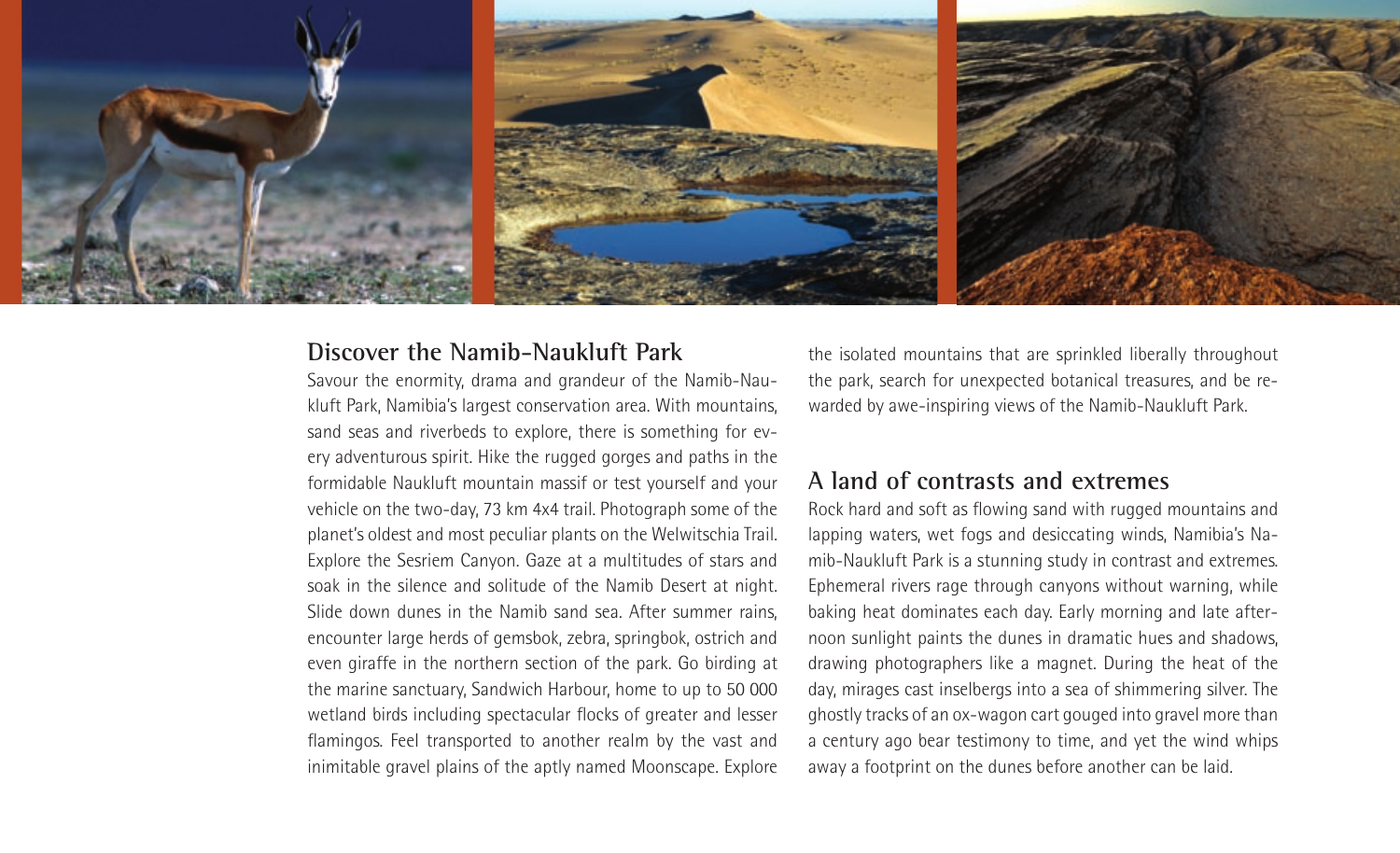## Discover the Namib-Naukluft Park

Savour the enormity, drama and grandeur of the Namib-Naukluft Park, Namibia's largest conservation area. With mountains, sand seas and riverbeds to explore, there is something for every adventurous spirit. Hike the rugged gorges and paths in the formidable Naukluft mountain massif or test yourself and your vehicle on the two-day, 73 km 4x4 trail. Photograph some of the planet's oldest and most peculiar plants on the Welwitschia Trail. Explore the Sesriem Canyon. Gaze at a multitudes of stars and soak in the silence and solitude of the Namib Desert at night. Slide down dunes in the Namib sand sea. After summer rains, encounter large herds of gemsbok, zebra, springbok, ostrich and even giraffe in the northern section of the park. Go birding at the marine sanctuary, Sandwich Harbour, home to up to 50 000 wetland birds including spectacular flocks of greater and lesser flamingos. Feel transported to another realm by the vast and inimitable gravel plains of the aptly named Moonscape. Explore the isolated mountains that are sprinkled liberally throughout the park, search for unexpected botanical treasures, and be rewarded by awe-inspiring views of the Namib-Naukluft Park.

## A land of contrasts and extremes

Rock hard and soft as flowing sand with rugged mountains and lapping waters, wet fogs and desiccating winds, Namibia's Namib-Naukluft Park is a stunning study in contrast and extremes. Ephemeral rivers rage through canyons without warning, while baking heat dominates each day. Early morning and late afternoon sunlight paints the dunes in dramatic hues and shadows, drawing photographers like a magnet. During the heat of the day, mirages cast inselbergs into a sea of shimmering silver. The ghostly tracks of an ox-wagon cart gouged into gravel more than a century ago bear testimony to time, and yet the wind whips away a footprint on the dunes before another can be laid.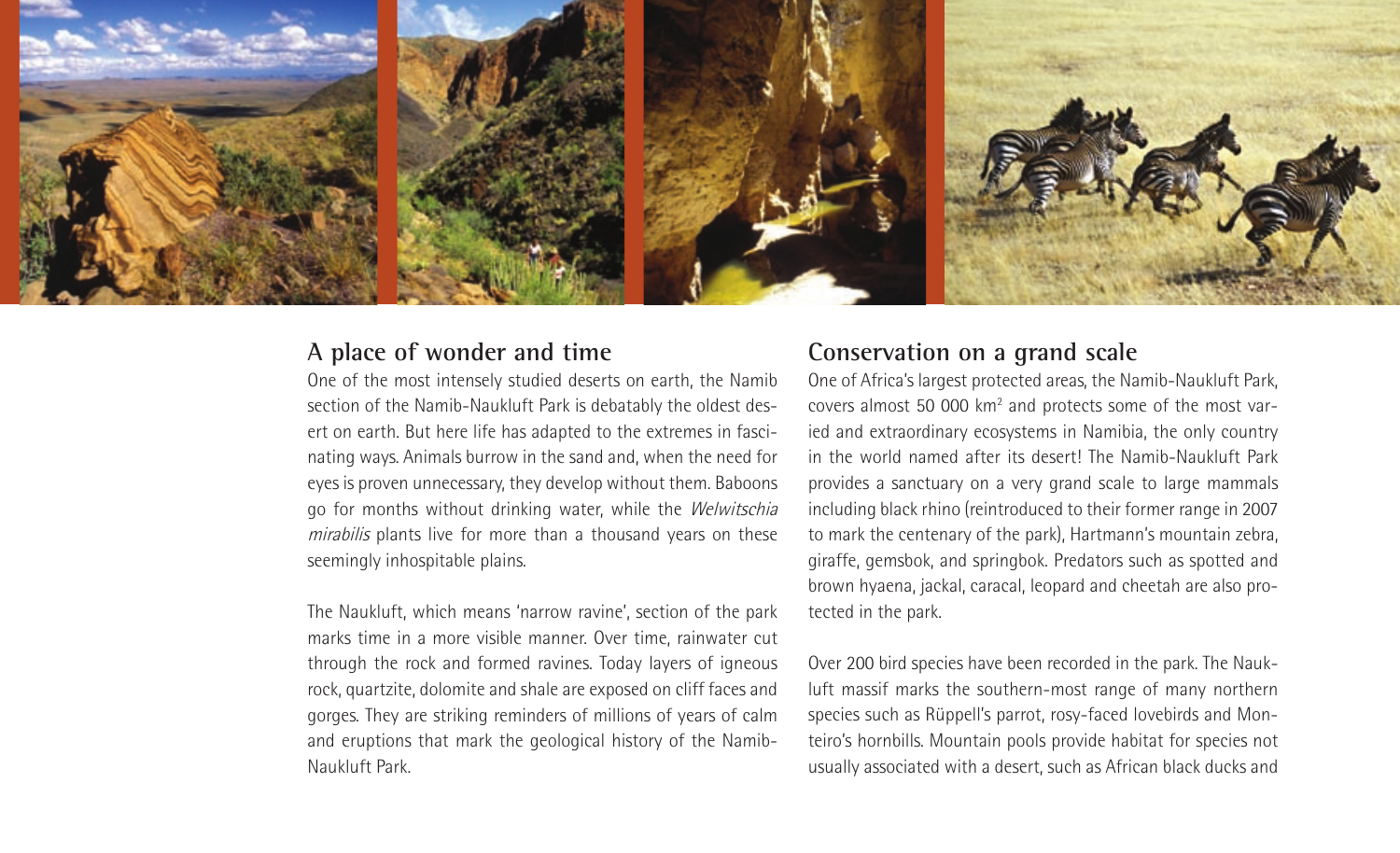## A place of wonder and time

One of the most intensely studied deserts on earth, the Namib section of the Namib-Naukluft Park is debatably the oldest desert on earth. But here life has adapted to the extremes in fascinating ways. Animals burrow in the sand and, when the need for eyes is proven unnecessary, they develop without them. Baboons go for months without drinking water, while the *Welwitschia mirabilis* plants live for more than a thousand years on these seemingly inhospitable plains.

The Naukluft, which means 'narrow ravine', section of the park marks time in a more visible manner. Over time, rainwater cut through the rock and formed ravines. Today layers of igneous rock, quartzite, dolomite and shale are exposed on cliff faces and gorges. They are striking reminders of millions of years of calm and eruptions that mark the geological history of the Namib-Naukluft Park.

## Conservation on a grand scale

One of Africa's largest protected areas, the Namib-Naukluft Park, covers almost 50 000 km$^2$ and protects some of the most varied and extraordinary ecosystems in Namibia, the only country in the world named after its desert! The Namib-Naukluft Park provides a sanctuary on a very grand scale to large mammals including black rhino (reintroduced to their former range in 2007 to mark the centenary of the park), Hartmann's mountain zebra, giraffe, gemsbok, and springbok. Predators such as spotted and brown hyaena, jackal, caracal, leopard and cheetah are also protected in the park.

Over 200 bird species have been recorded in the park. The Naukluft massif marks the southern-most range of many northern species such as Rüppell's parrot, rosy-faced lovebirds and Monteiro's hornbills. Mountain pools provide habitat for species not usually associated with a desert, such as African black ducks and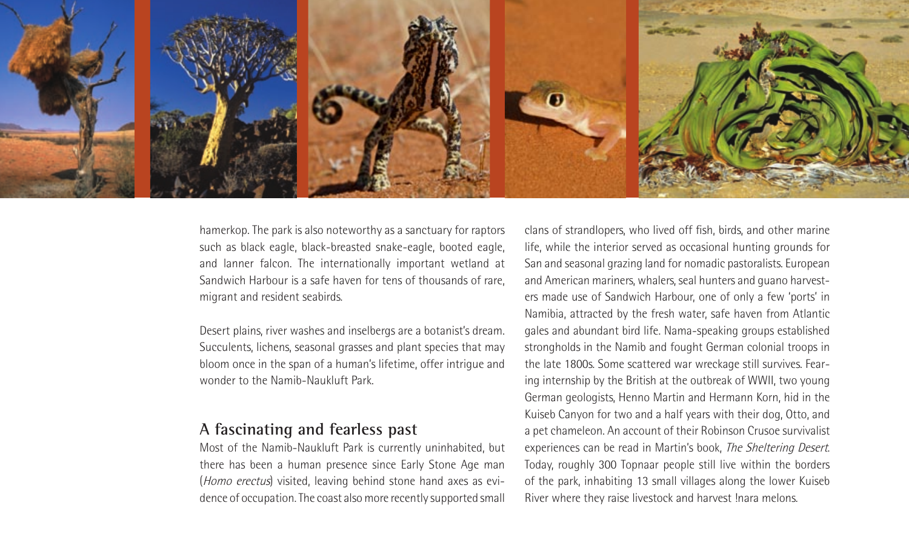hamerkop. The park is also noteworthy as a sanctuary for raptors such as black eagle, black-breasted snake-eagle, booted eagle, and lanner falcon. The internationally important wetland at Sandwich Harbour is a safe haven for tens of thousands of rare, migrant and resident seabirds.

Desert plains, river washes and inselbergs are a botanist's dream. Succulents, lichens, seasonal grasses and plant species that may bloom once in the span of a human's lifetime, offer intrigue and wonder to the Namib-Naukluft Park.

## A fascinating and fearless past

Most of the Namib-Naukluft Park is currently uninhabited, but there has been a human presence since Early Stone Age man (*Homo erectus*) visited, leaving behind stone hand axes as evidence of occupation. The coast also more recently supported small clans of strandlopers, who lived off fish, birds, and other marine life, while the interior served as occasional hunting grounds for San and seasonal grazing land for nomadic pastoralists. European and American mariners, whalers, seal hunters and guano harvesters made use of Sandwich Harbour, one of only a few 'ports' in Namibia, attracted by the fresh water, safe haven from Atlantic gales and abundant bird life. Nama-speaking groups established strongholds in the Namib and fought German colonial troops in the late 1800s. Some scattered war wreckage still survives. Fearing internship by the British at the outbreak of WWII, two young German geologists, Henno Martin and Hermann Korn, hid in the Kuiseb Canyon for two and a half years with their dog, Otto, and a pet chameleon. An account of their Robinson Crusoe survivalist experiences can be read in Martin's book, *The Sheltering Desert*. Today, roughly 300 Topnaar people still live within the borders of the park, inhabiting 13 small villages along the lower Kuiseb River where they raise livestock and harvest !nara melons.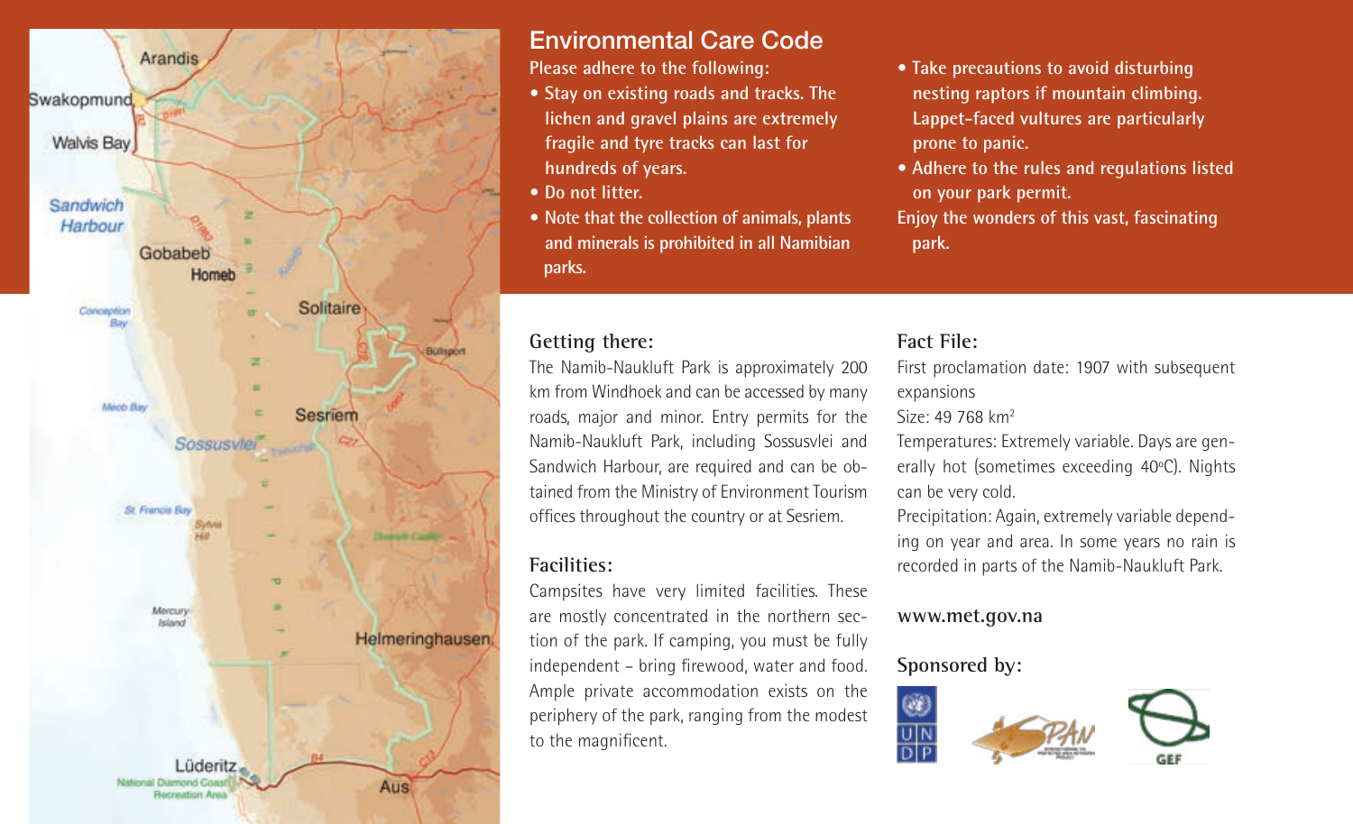## Environmental Care Code

**Please adhere to the following:**

- **Stay on existing roads and tracks. The lichen and gravel plains are extremely fragile and tyre tracks can last for hundreds of years.**
- **Do not litter.**
- **Note that the collection of animals, plants and minerals is prohibited in all Namibian parks.**
- **Take precautions to avoid disturbing nesting raptors if mountain climbing. Lappet-faced vultures are particularly prone to panic.**
- **Adhere to the rules and regulations listed on your park permit.**

**Enjoy the wonders of this vast, fascinating park.**

### Getting there:

The Namib-Naukluft Park is approximately 200 km from Windhoek and can be accessed by many roads, major and minor. Entry permits for the Namib-Naukluft Park, including Sossusvlei and Sandwich Harbour, are required and can be obtained from the Ministry of Environment Tourism offices throughout the country or at Sesriem.

### Facilities:

Campsites have very limited facilities. These are mostly concentrated in the northern section of the park. If camping, you must be fully independent – bring firewood, water and food. Ample private accommodation exists on the periphery of the park, ranging from the modest to the magnificent.

### Fact File:

First proclamation date: 1907 with subsequent expansions

Size: 49 768 km$^2$

Temperatures: Extremely variable. Days are generally hot (sometimes exceeding 40°C). Nights can be very cold.

Precipitation: Again, extremely variable depending on year and area. In some years no rain is recorded in parts of the Namib-Naukluft Park.

**www.met.gov.na**

### Sponsored by: